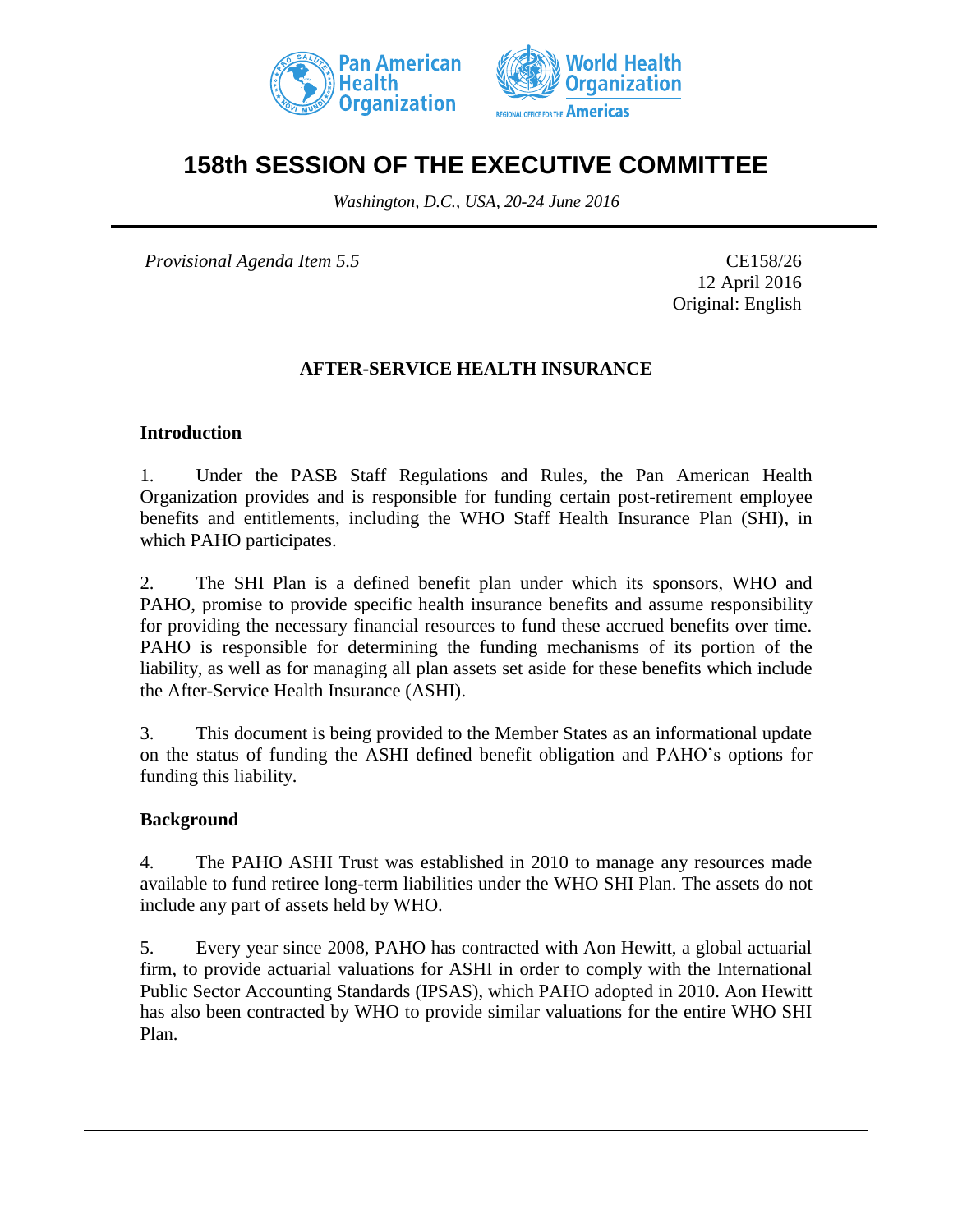# 158th SESSION OF THE EXECUTIVE COMMITTEE

*Washington, D.C., USA, 20-24 June 2016*

*Provisional Agenda Item 5.5*

CE158/26
12 April 2016
Original: English

## AFTER-SERVICE HEALTH INSURANCE

### Introduction

1. Under the PASB Staff Regulations and Rules, the Pan American Health Organization provides and is responsible for funding certain post-retirement employee benefits and entitlements, including the WHO Staff Health Insurance Plan (SHI), in which PAHO participates.

2. The SHI Plan is a defined benefit plan under which its sponsors, WHO and PAHO, promise to provide specific health insurance benefits and assume responsibility for providing the necessary financial resources to fund these accrued benefits over time. PAHO is responsible for determining the funding mechanisms of its portion of the liability, as well as for managing all plan assets set aside for these benefits which include the After-Service Health Insurance (ASHI).

3. This document is being provided to the Member States as an informational update on the status of funding the ASHI defined benefit obligation and PAHO's options for funding this liability.

### Background

4. The PAHO ASHI Trust was established in 2010 to manage any resources made available to fund retiree long-term liabilities under the WHO SHI Plan. The assets do not include any part of assets held by WHO.

5. Every year since 2008, PAHO has contracted with Aon Hewitt, a global actuarial firm, to provide actuarial valuations for ASHI in order to comply with the International Public Sector Accounting Standards (IPSAS), which PAHO adopted in 2010. Aon Hewitt has also been contracted by WHO to provide similar valuations for the entire WHO SHI Plan.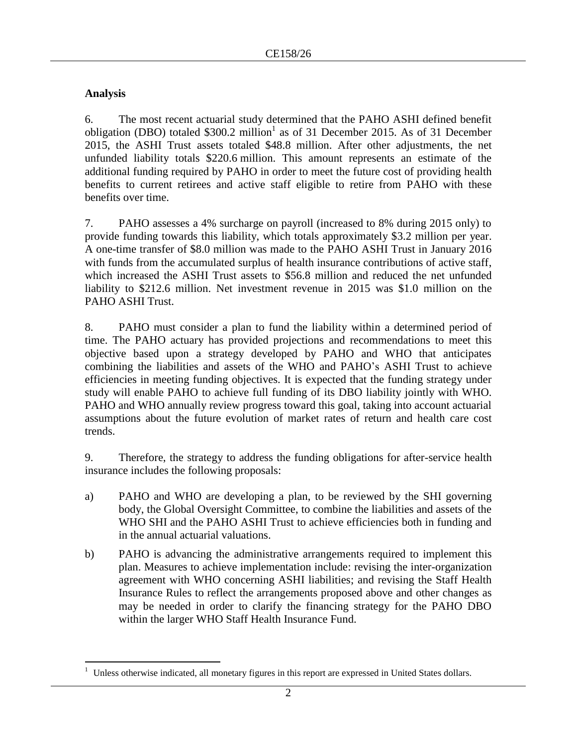## Analysis

6. The most recent actuarial study determined that the PAHO ASHI defined benefit obligation (DBO) totaled $300.2 million[1] as of 31 December 2015. As of 31 December 2015, the ASHI Trust assets totaled $48.8 million. After other adjustments, the net unfunded liability totals $220.6 million. This amount represents an estimate of the additional funding required by PAHO in order to meet the future cost of providing health benefits to current retirees and active staff eligible to retire from PAHO with these benefits over time.

7. PAHO assesses a 4% surcharge on payroll (increased to 8% during 2015 only) to provide funding towards this liability, which totals approximately $3.2 million per year. A one-time transfer of $8.0 million was made to the PAHO ASHI Trust in January 2016 with funds from the accumulated surplus of health insurance contributions of active staff, which increased the ASHI Trust assets to $56.8 million and reduced the net unfunded liability to $212.6 million. Net investment revenue in 2015 was $1.0 million on the PAHO ASHI Trust.

8. PAHO must consider a plan to fund the liability within a determined period of time. The PAHO actuary has provided projections and recommendations to meet this objective based upon a strategy developed by PAHO and WHO that anticipates combining the liabilities and assets of the WHO and PAHO's ASHI Trust to achieve efficiencies in meeting funding objectives. It is expected that the funding strategy under study will enable PAHO to achieve full funding of its DBO liability jointly with WHO. PAHO and WHO annually review progress toward this goal, taking into account actuarial assumptions about the future evolution of market rates of return and health care cost trends.

9. Therefore, the strategy to address the funding obligations for after-service health insurance includes the following proposals:

a) PAHO and WHO are developing a plan, to be reviewed by the SHI governing body, the Global Oversight Committee, to combine the liabilities and assets of the WHO SHI and the PAHO ASHI Trust to achieve efficiencies both in funding and in the annual actuarial valuations.

b) PAHO is advancing the administrative arrangements required to implement this plan. Measures to achieve implementation include: revising the inter-organization agreement with WHO concerning ASHI liabilities; and revising the Staff Health Insurance Rules to reflect the arrangements proposed above and other changes as may be needed in order to clarify the financing strategy for the PAHO DBO within the larger WHO Staff Health Insurance Fund.

[1] Unless otherwise indicated, all monetary figures in this report are expressed in United States dollars.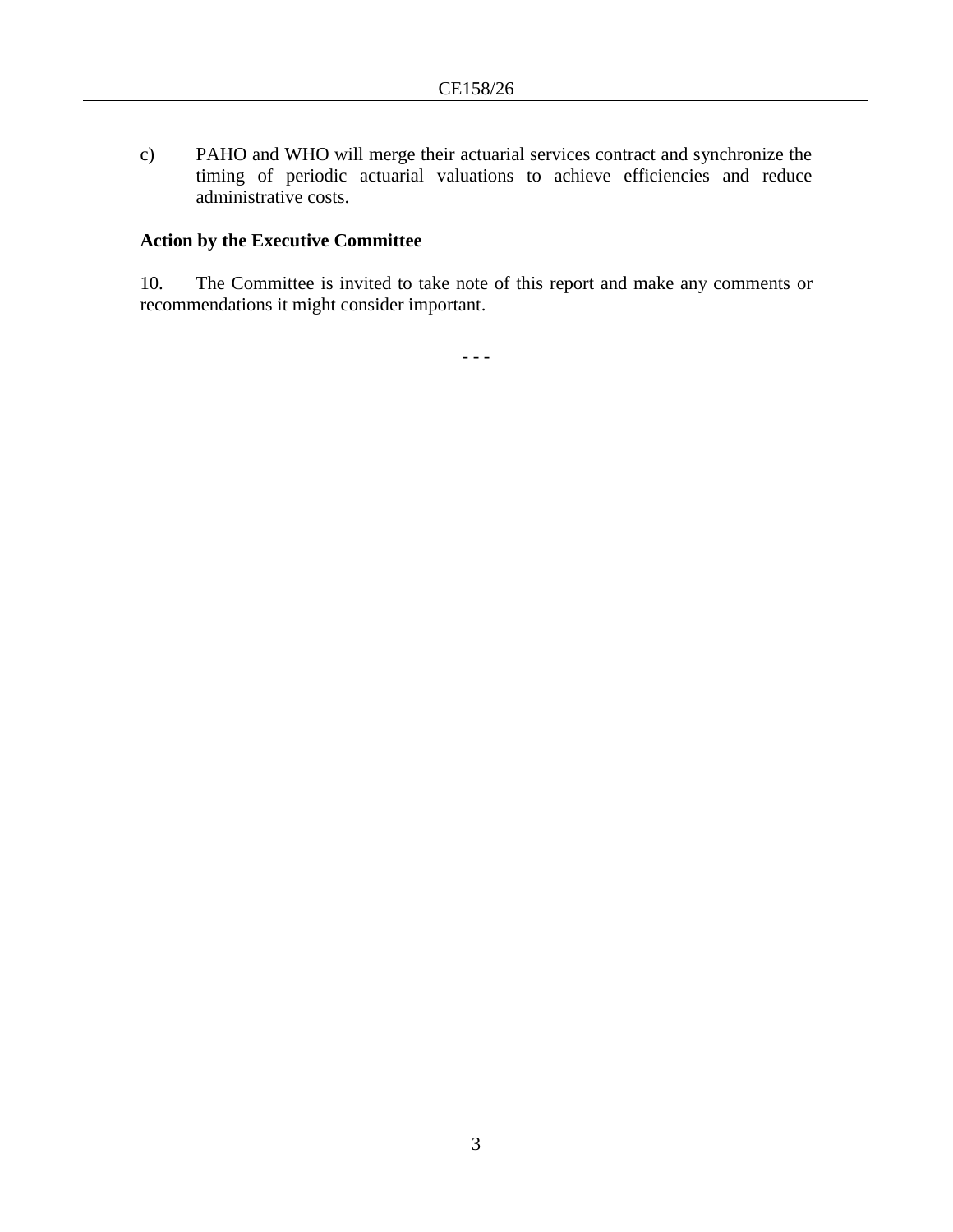c) PAHO and WHO will merge their actuarial services contract and synchronize the timing of periodic actuarial valuations to achieve efficiencies and reduce administrative costs.

**Action by the Executive Committee**

10. The Committee is invited to take note of this report and make any comments or recommendations it might consider important.

- - -